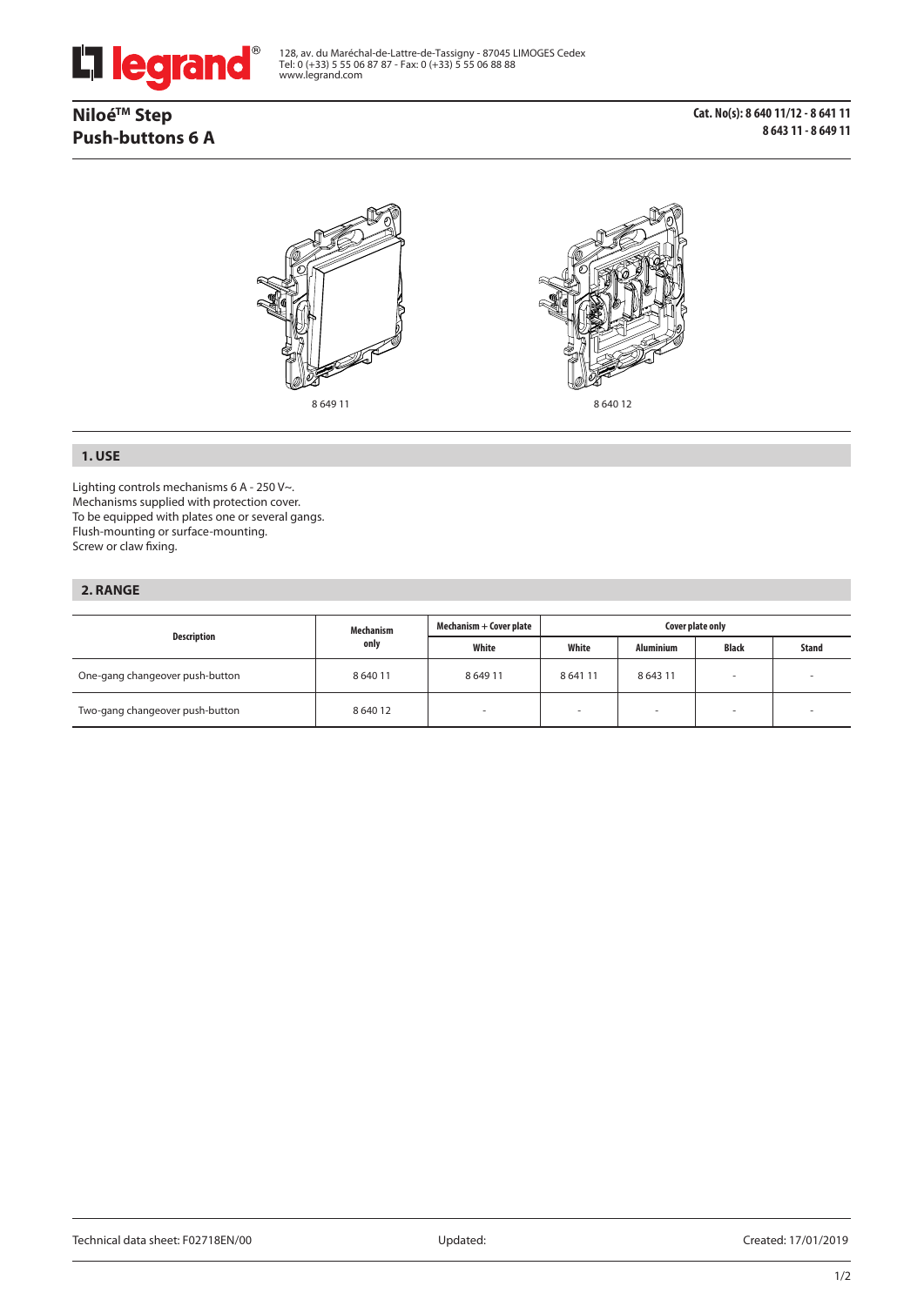128, av. du Maréchal-de-Lattre-de-Tassigny - 87045 LIMOGES Cedex
Tel: 0 (+33) 5 55 06 87 87 - Fax: 0 (+33) 5 55 06 88 88
www.legrand.com

# Niloé™ Step
# Push-buttons 6 A

**Cat. No(s): 8 640 11/12 - 8 641 11**
**8 643 11 - 8 649 11**

8 649 11

8 640 12

## 1. USE

Lighting controls mechanisms 6 A - 250 V~.
Mechanisms supplied with protection cover.
To be equipped with plates one or several gangs.
Flush-mounting or surface-mounting.
Screw or claw fixing.

## 2. RANGE

| Description | Mechanism only | Mechanism + Cover plate | Cover plate only | | | |
|---|---|---|---|---|---|---|
| | | White | White | Aluminium | Black | Stand |
| One-gang changeover push-button | 8 640 11 | 8 649 11 | 8 641 11 | 8 643 11 | - | - |
| Two-gang changeover push-button | 8 640 12 | - | - | - | - | - |

Technical data sheet: F02718EN/00 Updated: Created: 17/01/2019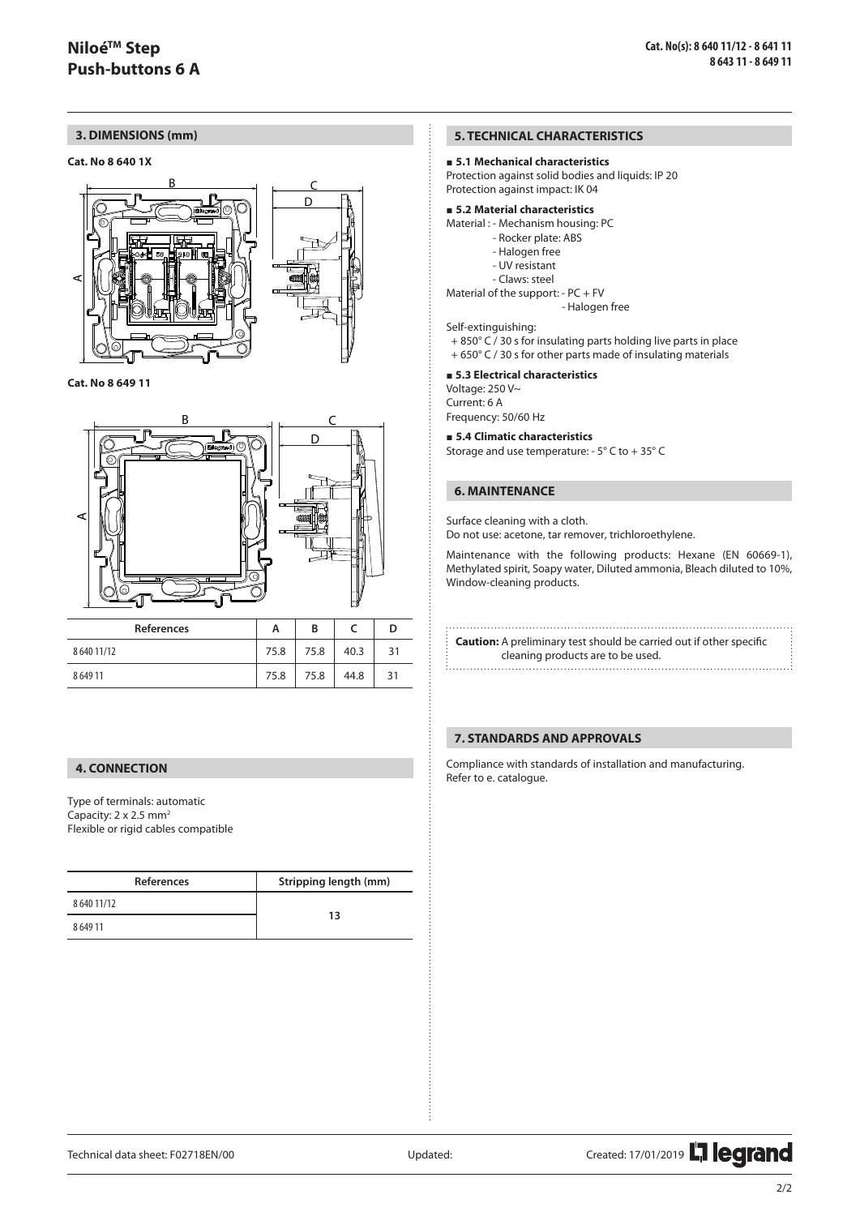## 3. DIMENSIONS (mm)

**Cat. No 8 640 1X**

**Cat. No 8 649 11**

| References | A | B | C | D |
|---|---|---|---|---|
| 8 640 11/12 | 75.8 | 75.8 | 40.3 | 31 |
| 8 649 11 | 75.8 | 75.8 | 44.8 | 31 |

## 4. CONNECTION

Type of terminals: automatic
Capacity: 2 x 2.5 mm²
Flexible or rigid cables compatible

| References | Stripping length (mm) |
|---|---|
| 8 640 11/12 | 13 |
| 8 649 11 | |

## 5. TECHNICAL CHARACTERISTICS

### ■ 5.1 Mechanical characteristics

Protection against solid bodies and liquids: IP 20
Protection against impact: IK 04

### ■ 5.2 Material characteristics

Material : - Mechanism housing: PC
- Rocker plate: ABS
- Halogen free
- UV resistant
- Claws: steel

Material of the support: - PC + FV
- Halogen free

Self-extinguishing:
+ 850° C / 30 s for insulating parts holding live parts in place
+ 650° C / 30 s for other parts made of insulating materials

### ■ 5.3 Electrical characteristics

Voltage: 250 V~
Current: 6 A
Frequency: 50/60 Hz

### ■ 5.4 Climatic characteristics

Storage and use temperature: - 5° C to + 35° C

## 6. MAINTENANCE

Surface cleaning with a cloth.
Do not use: acetone, tar remover, trichloroethylene.

Maintenance with the following products: Hexane (EN 60669-1), Methylated spirit, Soapy water, Diluted ammonia, Bleach diluted to 10%, Window-cleaning products.

**Caution:** A preliminary test should be carried out if other specific cleaning products are to be used.

## 7. STANDARDS AND APPROVALS

Compliance with standards of installation and manufacturing.
Refer to e. catalogue.